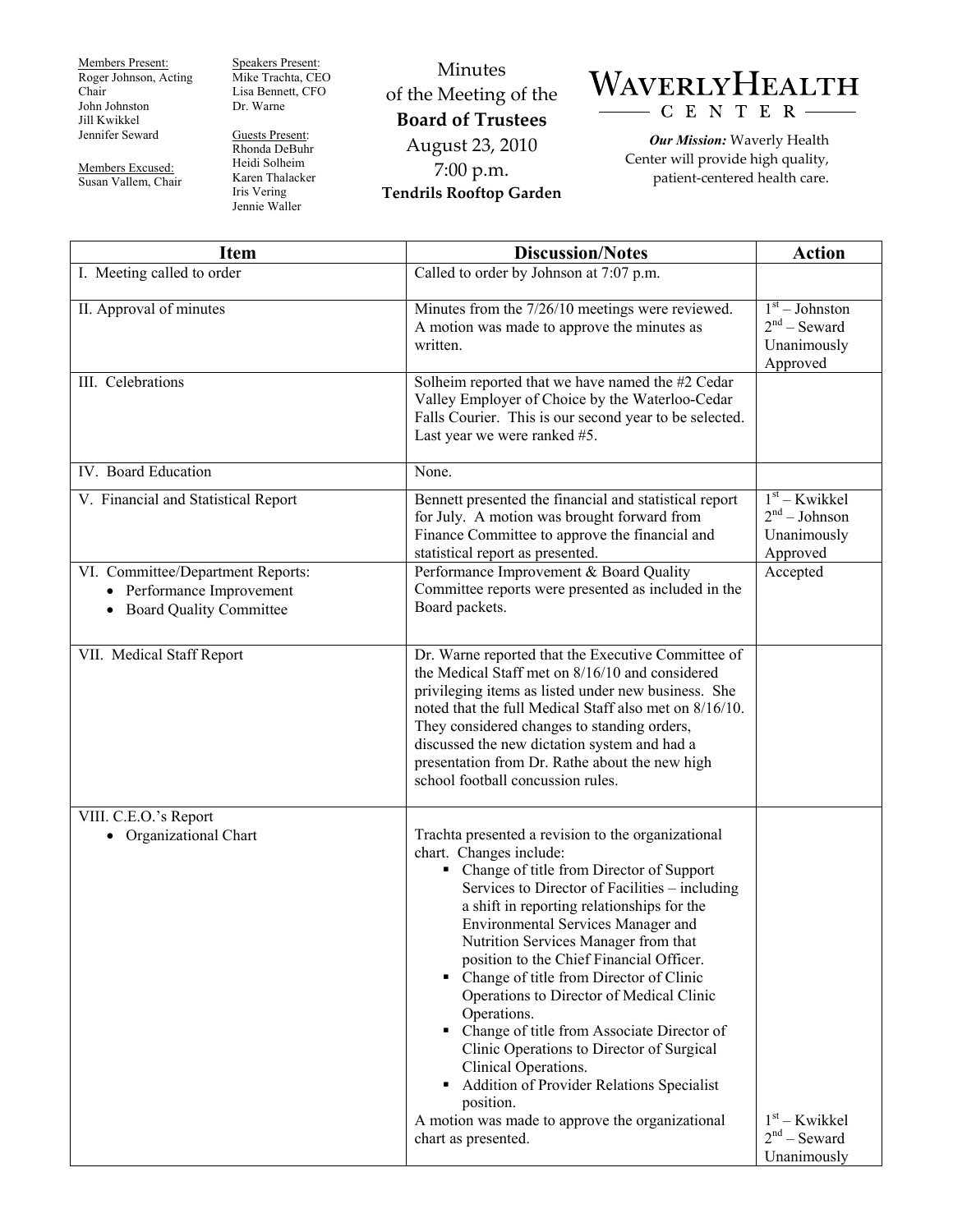Members Present:
Roger Johnson, Acting Chair
John Johnston
Jill Kwikkel
Jennifer Seward

Members Excused:
Susan Vallem, Chair

Speakers Present:
Mike Trachta, CEO
Lisa Bennett, CFO
Dr. Warne

Guests Present:
Rhonda DeBuhr
Heidi Solheim
Karen Thalacker
Iris Vering
Jennie Waller

# Minutes of the Meeting of the **Board of Trustees**

August 23, 2010
7:00 p.m.
**Tendrils Rooftop Garden**

**WAVERLY HEALTH CENTER**

***Our Mission:*** Waverly Health Center will provide high quality, patient-centered health care.

| Item | Discussion/Notes | Action |
|---|---|---|
| I. Meeting called to order | Called to order by Johnson at 7:07 p.m. | |
| II. Approval of minutes | Minutes from the 7/26/10 meetings were reviewed. A motion was made to approve the minutes as written. | 1st – Johnston<br>2nd – Seward<br>Unanimously Approved |
| III. Celebrations | Solheim reported that we have named the #2 Cedar Valley Employer of Choice by the Waterloo-Cedar Falls Courier. This is our second year to be selected. Last year we were ranked #5. | |
| IV. Board Education | None. | |
| V. Financial and Statistical Report | Bennett presented the financial and statistical report for July. A motion was brought forward from Finance Committee to approve the financial and statistical report as presented. | 1st – Kwikkel<br>2nd – Johnson<br>Unanimously Approved |
| VI. Committee/Department Reports:<br>• Performance Improvement<br>• Board Quality Committee | Performance Improvement & Board Quality Committee reports were presented as included in the Board packets. | Accepted |
| VII. Medical Staff Report | Dr. Warne reported that the Executive Committee of the Medical Staff met on 8/16/10 and considered privileging items as listed under new business. She noted that the full Medical Staff also met on 8/16/10. They considered changes to standing orders, discussed the new dictation system and had a presentation from Dr. Rathe about the new high school football concussion rules. | |
| VIII. C.E.O.'s Report<br>• Organizational Chart | Trachta presented a revision to the organizational chart. Changes include:<br>▪ Change of title from Director of Support Services to Director of Facilities – including a shift in reporting relationships for the Environmental Services Manager and Nutrition Services Manager from that position to the Chief Financial Officer.<br>▪ Change of title from Director of Clinic Operations to Director of Medical Clinic Operations.<br>▪ Change of title from Associate Director of Clinic Operations to Director of Surgical Clinical Operations.<br>▪ Addition of Provider Relations Specialist position.<br>A motion was made to approve the organizational chart as presented. | 1st – Kwikkel<br>2nd – Seward<br>Unanimously |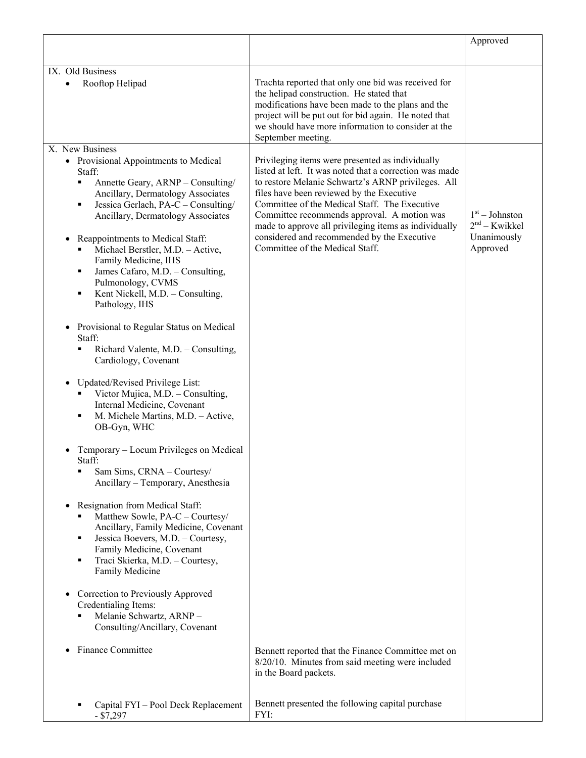| | | |
|---|---|---|
| | | Approved |
| IX. Old Business<br>• Rooftop Helipad | Trachta reported that only one bid was received for the helipad construction. He stated that modifications have been made to the plans and the project will be put out for bid again. He noted that we should have more information to consider at the September meeting. | |
| X. New Business<br>• Provisional Appointments to Medical Staff:<br>▪ Annette Geary, ARNP – Consulting/ Ancillary, Dermatology Associates<br>▪ Jessica Gerlach, PA-C – Consulting/ Ancillary, Dermatology Associates<br><br>• Reappointments to Medical Staff:<br>▪ Michael Berstler, M.D. – Active, Family Medicine, IHS<br>▪ James Cafaro, M.D. – Consulting, Pulmonology, CVMS<br>▪ Kent Nickell, M.D. – Consulting, Pathology, IHS<br><br>• Provisional to Regular Status on Medical Staff:<br>▪ Richard Valente, M.D. – Consulting, Cardiology, Covenant<br><br>• Updated/Revised Privilege List:<br>▪ Victor Mujica, M.D. – Consulting, Internal Medicine, Covenant<br>▪ M. Michele Martins, M.D. – Active, OB-Gyn, WHC<br><br>• Temporary – Locum Privileges on Medical Staff:<br>▪ Sam Sims, CRNA – Courtesy/ Ancillary – Temporary, Anesthesia<br><br>• Resignation from Medical Staff:<br>▪ Matthew Sowle, PA-C – Courtesy/ Ancillary, Family Medicine, Covenant<br>▪ Jessica Boevers, M.D. – Courtesy, Family Medicine, Covenant<br>▪ Traci Skierka, M.D. – Courtesy, Family Medicine<br><br>• Correction to Previously Approved Credentialing Items:<br>▪ Melanie Schwartz, ARNP – Consulting/Ancillary, Covenant | Privileging items were presented as individually listed at left. It was noted that a correction was made to restore Melanie Schwartz's ARNP privileges. All files have been reviewed by the Executive Committee of the Medical Staff. The Executive Committee recommends approval. A motion was made to approve all privileging items as individually considered and recommended by the Executive Committee of the Medical Staff. | 1st – Johnston<br>2nd – Kwikkel<br>Unanimously Approved |
| • Finance Committee | Bennett reported that the Finance Committee met on 8/20/10. Minutes from said meeting were included in the Board packets. | |
| ▪ Capital FYI – Pool Deck Replacement - $7,297 | Bennett presented the following capital purchase FYI: | |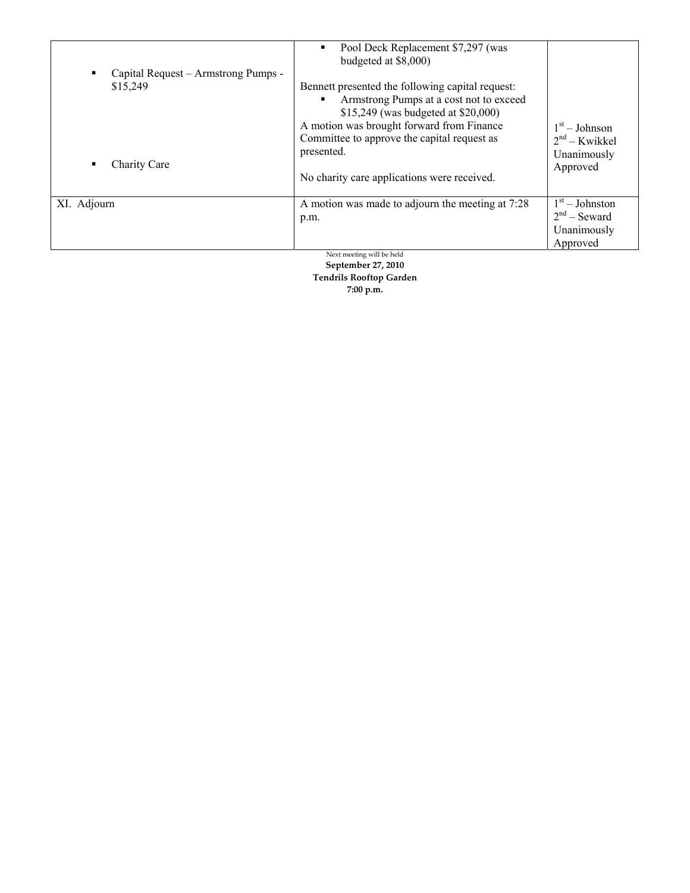| | | |
|---|---|---|
| ▪ Capital Request – Armstrong Pumps - \$15,249<br><br>▪ Charity Care | ▪ Pool Deck Replacement \$7,297 (was budgeted at \$8,000)<br><br>Bennett presented the following capital request:<br>▪ Armstrong Pumps at a cost not to exceed \$15,249 (was budgeted at \$20,000)<br>A motion was brought forward from Finance Committee to approve the capital request as presented.<br><br>No charity care applications were received. | 1st – Johnson<br>2nd – Kwikkel<br>Unanimously Approved |
| XI. Adjourn | A motion was made to adjourn the meeting at 7:28 p.m. | 1st – Johnston<br>2nd – Seward<br>Unanimously Approved |

Next meeting will be held

**September 27, 2010**

**Tendrils Rooftop Garden**

**7:00 p.m.**